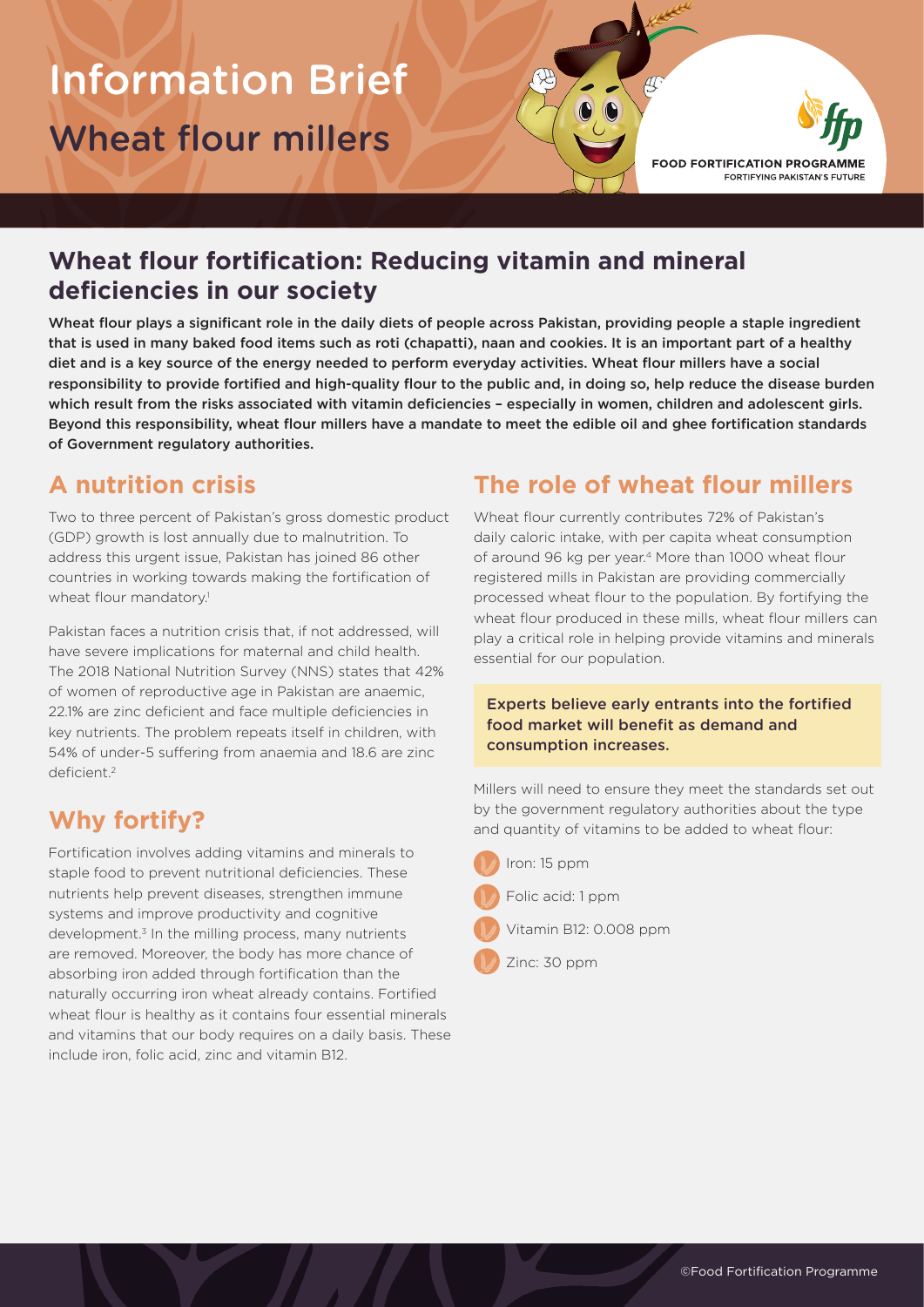# Information Brief

# Wheat flour millers

FOOD FORTIFICATION PROGRAMME
FORTIFYING PAKISTAN'S FUTURE

## Wheat flour fortification: Reducing vitamin and mineral deficiencies in our society

Wheat flour plays a significant role in the daily diets of people across Pakistan, providing people a staple ingredient that is used in many baked food items such as roti (chapatti), naan and cookies. It is an important part of a healthy diet and is a key source of the energy needed to perform everyday activities. Wheat flour millers have a social responsibility to provide fortified and high-quality flour to the public and, in doing so, help reduce the disease burden which result from the risks associated with vitamin deficiencies – especially in women, children and adolescent girls. Beyond this responsibility, wheat flour millers have a mandate to meet the edible oil and ghee fortification standards of Government regulatory authorities.

## A nutrition crisis

Two to three percent of Pakistan's gross domestic product (GDP) growth is lost annually due to malnutrition. To address this urgent issue, Pakistan has joined 86 other countries in working towards making the fortification of wheat flour mandatory.[1]

Pakistan faces a nutrition crisis that, if not addressed, will have severe implications for maternal and child health. The 2018 National Nutrition Survey (NNS) states that 42% of women of reproductive age in Pakistan are anaemic, 22.1% are zinc deficient and face multiple deficiencies in key nutrients. The problem repeats itself in children, with 54% of under-5 suffering from anaemia and 18.6 are zinc deficient.[2]

## Why fortify?

Fortification involves adding vitamins and minerals to staple food to prevent nutritional deficiencies. These nutrients help prevent diseases, strengthen immune systems and improve productivity and cognitive development.[3] In the milling process, many nutrients are removed. Moreover, the body has more chance of absorbing iron added through fortification than the naturally occurring iron wheat already contains. Fortified wheat flour is healthy as it contains four essential minerals and vitamins that our body requires on a daily basis. These include iron, folic acid, zinc and vitamin B12.

## The role of wheat flour millers

Wheat flour currently contributes 72% of Pakistan's daily caloric intake, with per capita wheat consumption of around 96 kg per year.[4] More than 1000 wheat flour registered mills in Pakistan are providing commercially processed wheat flour to the population. By fortifying the wheat flour produced in these mills, wheat flour millers can play a critical role in helping provide vitamins and minerals essential for our population.

Experts believe early entrants into the fortified food market will benefit as demand and consumption increases.

Millers will need to ensure they meet the standards set out by the government regulatory authorities about the type and quantity of vitamins to be added to wheat flour:

- Iron: 15 ppm
- Folic acid: 1 ppm
- Vitamin B12: 0.008 ppm
- Zinc: 30 ppm

©Food Fortification Programme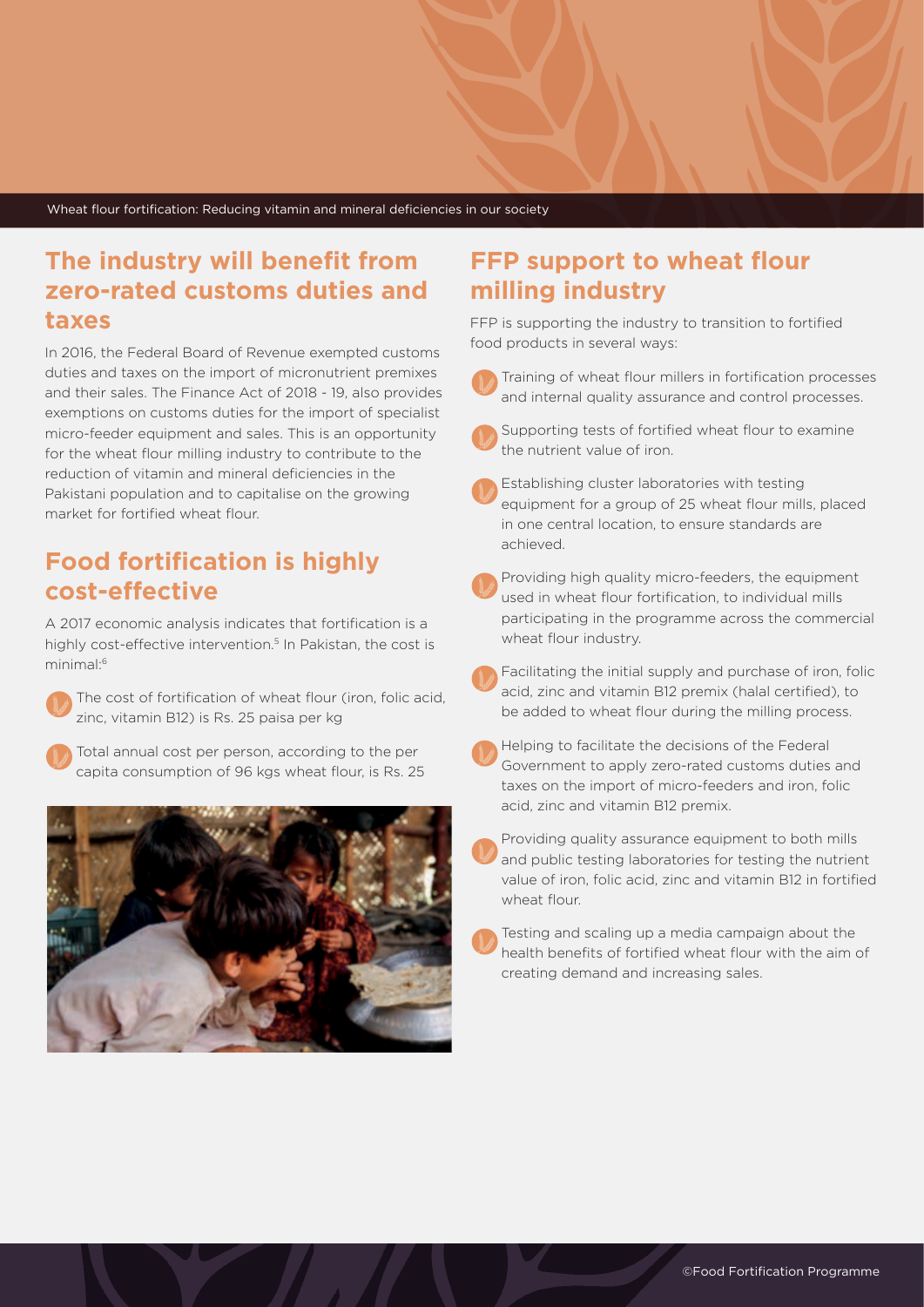## The industry will benefit from zero-rated customs duties and taxes

In 2016, the Federal Board of Revenue exempted customs duties and taxes on the import of micronutrient premixes and their sales. The Finance Act of 2018 - 19, also provides exemptions on customs duties for the import of specialist micro-feeder equipment and sales. This is an opportunity for the wheat flour milling industry to contribute to the reduction of vitamin and mineral deficiencies in the Pakistani population and to capitalise on the growing market for fortified wheat flour.

## Food fortification is highly cost-effective

A 2017 economic analysis indicates that fortification is a highly cost-effective intervention.[5] In Pakistan, the cost is minimal:[6]

- The cost of fortification of wheat flour (iron, folic acid, zinc, vitamin B12) is Rs. 25 paisa per kg
- Total annual cost per person, according to the per capita consumption of 96 kgs wheat flour, is Rs. 25

## FFP support to wheat flour milling industry

FFP is supporting the industry to transition to fortified food products in several ways:

- Training of wheat flour millers in fortification processes and internal quality assurance and control processes.
- Supporting tests of fortified wheat flour to examine the nutrient value of iron.
- Establishing cluster laboratories with testing equipment for a group of 25 wheat flour mills, placed in one central location, to ensure standards are achieved.
- Providing high quality micro-feeders, the equipment used in wheat flour fortification, to individual mills participating in the programme across the commercial wheat flour industry.
- Facilitating the initial supply and purchase of iron, folic acid, zinc and vitamin B12 premix (halal certified), to be added to wheat flour during the milling process.
- Helping to facilitate the decisions of the Federal Government to apply zero-rated customs duties and taxes on the import of micro-feeders and iron, folic acid, zinc and vitamin B12 premix.
- Providing quality assurance equipment to both mills and public testing laboratories for testing the nutrient value of iron, folic acid, zinc and vitamin B12 in fortified wheat flour.
- Testing and scaling up a media campaign about the health benefits of fortified wheat flour with the aim of creating demand and increasing sales.

©Food Fortification Programme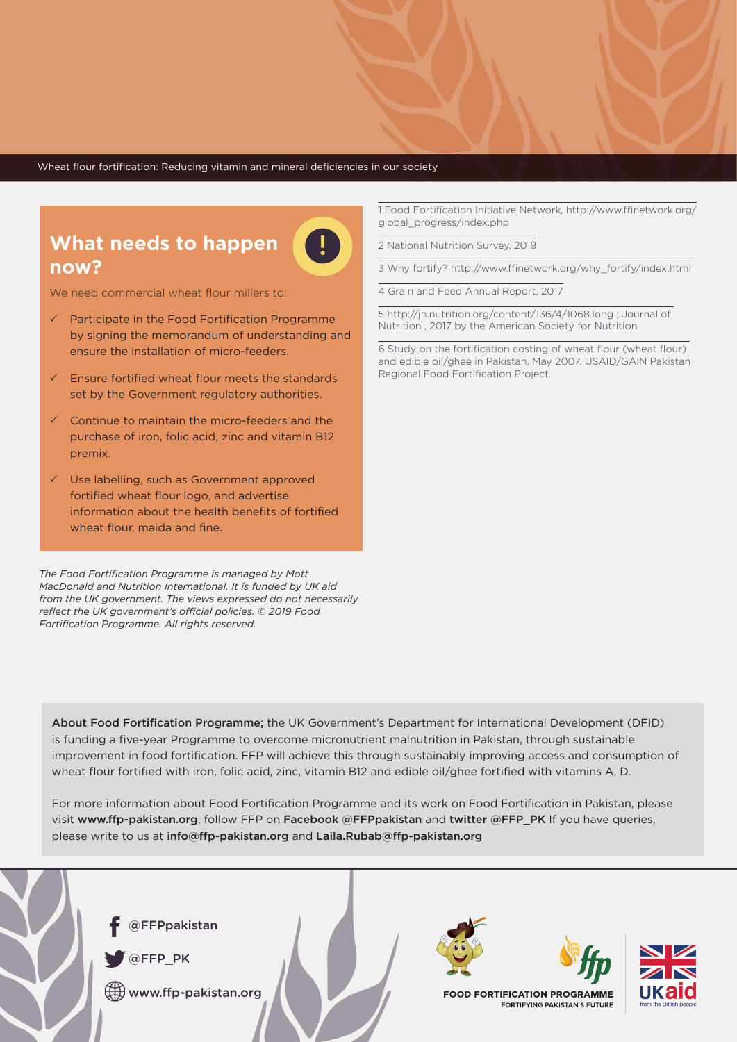## What needs to happen now?

We need commercial wheat flour millers to:

- ✓ Participate in the Food Fortification Programme by signing the memorandum of understanding and ensure the installation of micro-feeders.
- ✓ Ensure fortified wheat flour meets the standards set by the Government regulatory authorities.
- ✓ Continue to maintain the micro-feeders and the purchase of iron, folic acid, zinc and vitamin B12 premix.
- ✓ Use labelling, such as Government approved fortified wheat flour logo, and advertise information about the health benefits of fortified wheat flour, maida and fine.

*The Food Fortification Programme is managed by Mott MacDonald and Nutrition International. It is funded by UK aid from the UK government. The views expressed do not necessarily reflect the UK government's official policies. © 2019 Food Fortification Programme. All rights reserved.*

1 Food Fortification Initiative Network, http://www.ffinetwork.org/global_progress/index.php

2 National Nutrition Survey, 2018

3 Why fortify? http://www.ffinetwork.org/why_fortify/index.html

4 Grain and Feed Annual Report, 2017

5 http://jn.nutrition.org/content/136/4/1068.long ; Journal of Nutrition , 2017 by the American Society for Nutrition

6 Study on the fortification costing of wheat flour (wheat flour) and edible oil/ghee in Pakistan, May 2007. USAID/GAIN Pakistan Regional Food Fortification Project.

**About Food Fortification Programme;** the UK Government's Department for International Development (DFID) is funding a five-year Programme to overcome micronutrient malnutrition in Pakistan, through sustainable improvement in food fortification. FFP will achieve this through sustainably improving access and consumption of wheat flour fortified with iron, folic acid, zinc, vitamin B12 and edible oil/ghee fortified with vitamins A, D.

For more information about Food Fortification Programme and its work on Food Fortification in Pakistan, please visit **www.ffp-pakistan.org**, follow FFP on **Facebook @FFPpakistan** and **twitter @FFP_PK** If you have queries, please write to us at **info@ffp-pakistan.org** and **Laila.Rubab@ffp-pakistan.org**

@FFPpakistan

@FFP_PK

www.ffp-pakistan.org

FOOD FORTIFICATION PROGRAMME
FORTIFYING PAKISTAN'S FUTURE

UKaid
from the British people